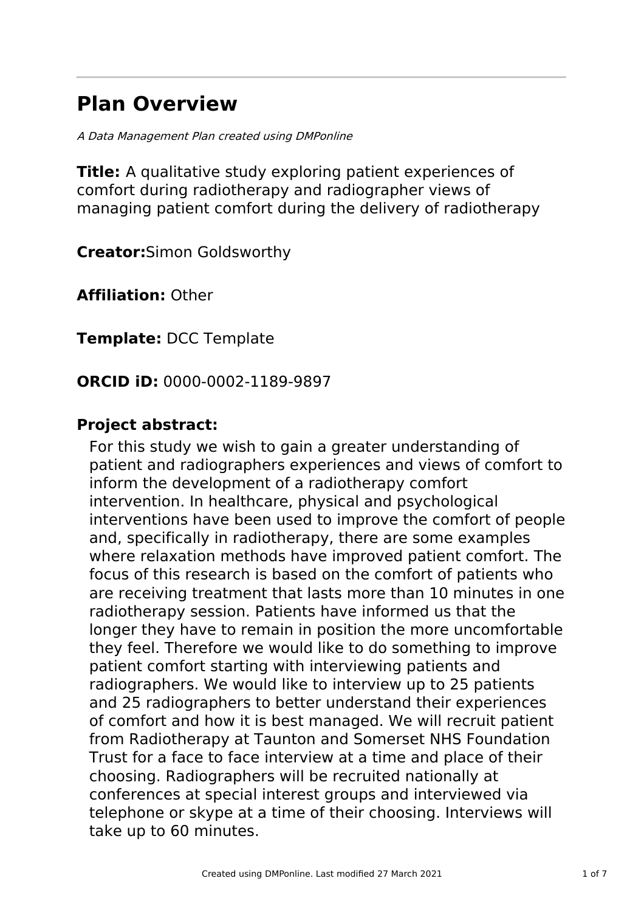# Plan Overview

*A Data Management Plan created using DMPonline*

**Title:** A qualitative study exploring patient experiences of comfort during radiotherapy and radiographer views of managing patient comfort during the delivery of radiotherapy

**Creator:**Simon Goldsworthy

**Affiliation:** Other

**Template:** DCC Template

**ORCID iD:** 0000-0002-1189-9897

**Project abstract:**

For this study we wish to gain a greater understanding of patient and radiographers experiences and views of comfort to inform the development of a radiotherapy comfort intervention. In healthcare, physical and psychological interventions have been used to improve the comfort of people and, specifically in radiotherapy, there are some examples where relaxation methods have improved patient comfort. The focus of this research is based on the comfort of patients who are receiving treatment that lasts more than 10 minutes in one radiotherapy session. Patients have informed us that the longer they have to remain in position the more uncomfortable they feel. Therefore we would like to do something to improve patient comfort starting with interviewing patients and radiographers. We would like to interview up to 25 patients and 25 radiographers to better understand their experiences of comfort and how it is best managed. We will recruit patient from Radiotherapy at Taunton and Somerset NHS Foundation Trust for a face to face interview at a time and place of their choosing. Radiographers will be recruited nationally at conferences at special interest groups and interviewed via telephone or skype at a time of their choosing. Interviews will take up to 60 minutes.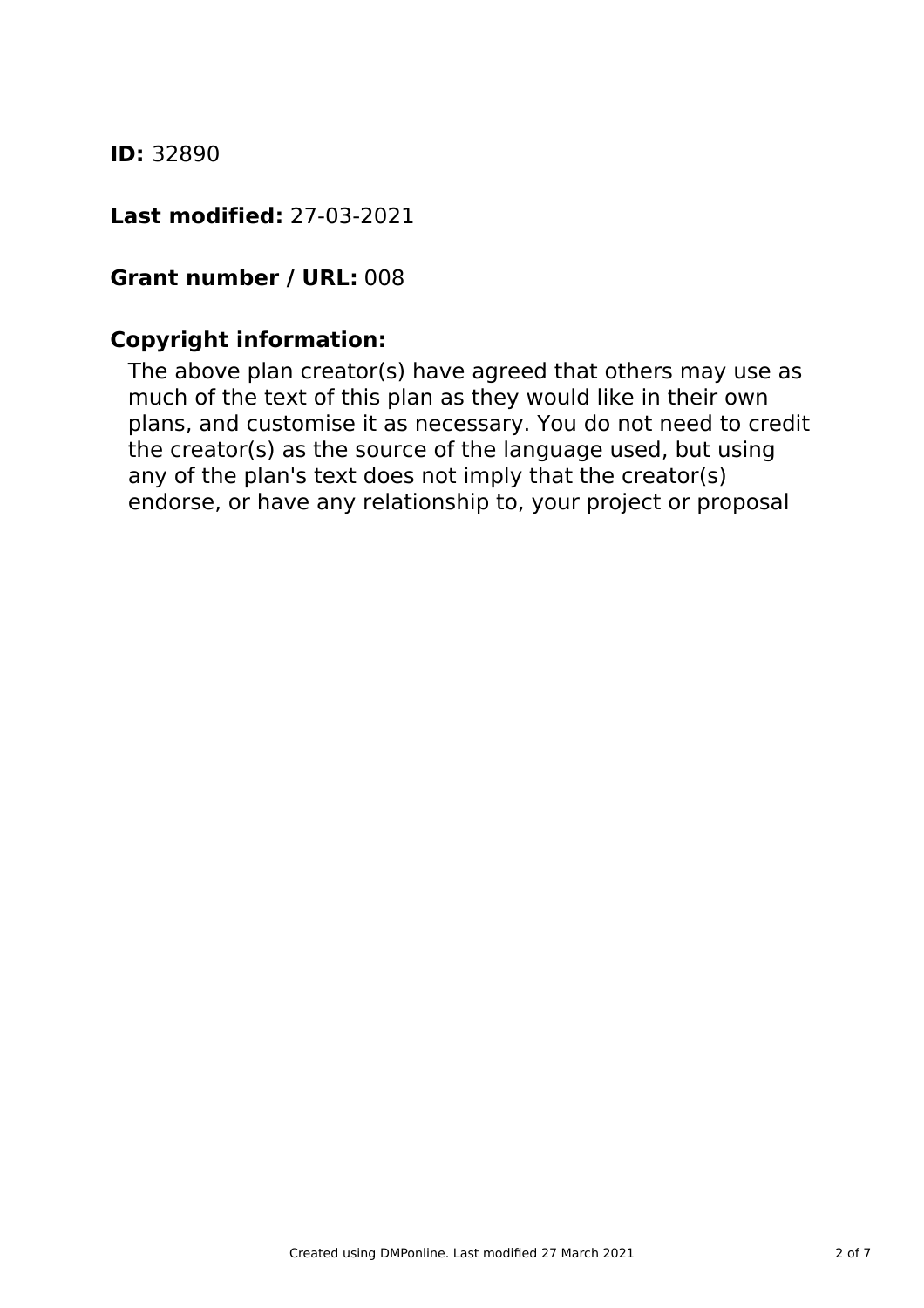**ID:** 32890

**Last modified:** 27-03-2021

**Grant number / URL:** 008

**Copyright information:**

The above plan creator(s) have agreed that others may use as much of the text of this plan as they would like in their own plans, and customise it as necessary. You do not need to credit the creator(s) as the source of the language used, but using any of the plan's text does not imply that the creator(s) endorse, or have any relationship to, your project or proposal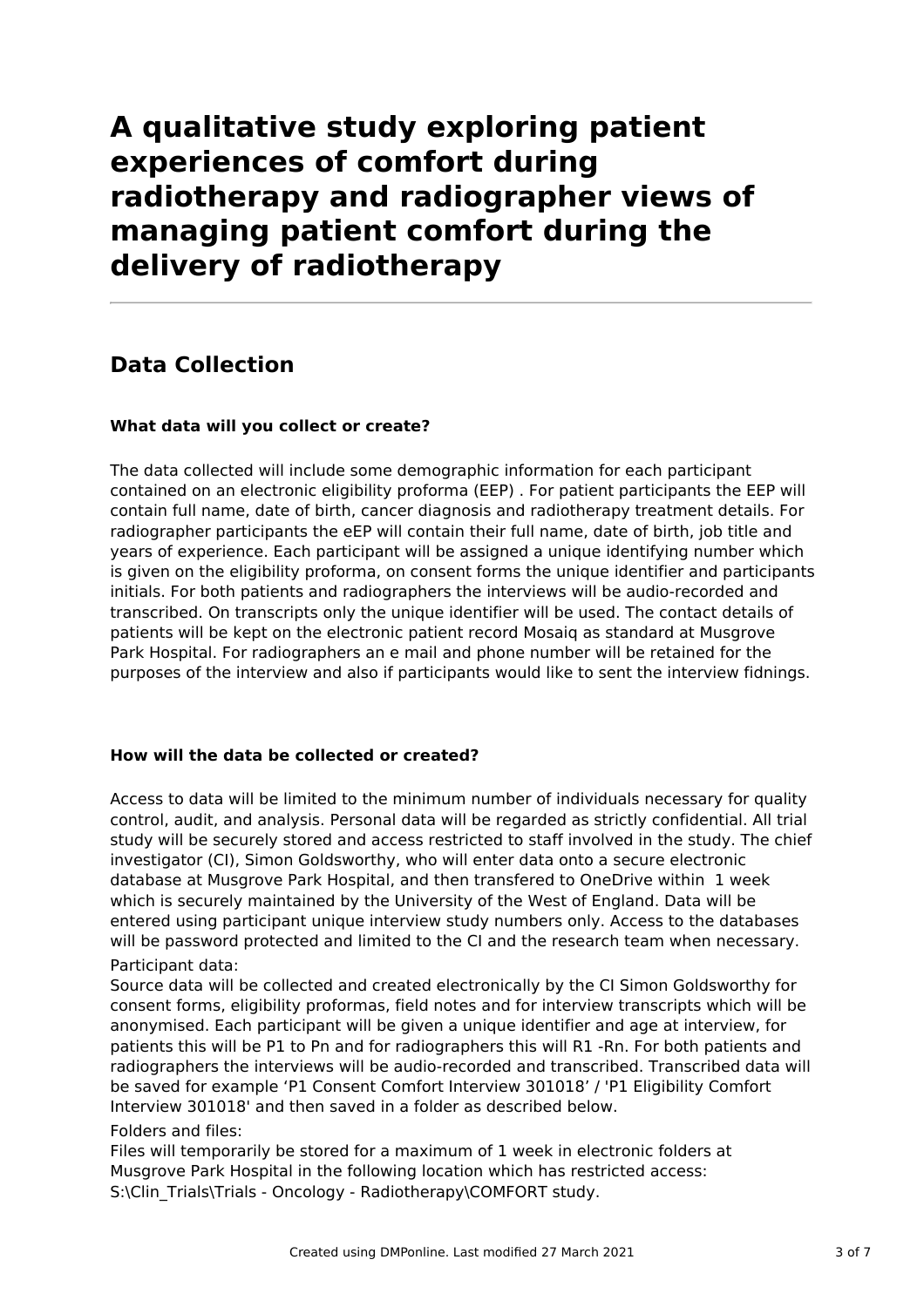# A qualitative study exploring patient experiences of comfort during radiotherapy and radiographer views of managing patient comfort during the delivery of radiotherapy

## Data Collection

### What data will you collect or create?

The data collected will include some demographic information for each participant contained on an electronic eligibility proforma (EEP) . For patient participants the EEP will contain full name, date of birth, cancer diagnosis and radiotherapy treatment details. For radiographer participants the eEP will contain their full name, date of birth, job title and years of experience. Each participant will be assigned a unique identifying number which is given on the eligibility proforma, on consent forms the unique identifier and participants initials. For both patients and radiographers the interviews will be audio-recorded and transcribed. On transcripts only the unique identifier will be used. The contact details of patients will be kept on the electronic patient record Mosaiq as standard at Musgrove Park Hospital. For radiographers an e mail and phone number will be retained for the purposes of the interview and also if participants would like to sent the interview fidnings.

### How will the data be collected or created?

Access to data will be limited to the minimum number of individuals necessary for quality control, audit, and analysis. Personal data will be regarded as strictly confidential. All trial study will be securely stored and access restricted to staff involved in the study. The chief investigator (CI), Simon Goldsworthy, who will enter data onto a secure electronic database at Musgrove Park Hospital, and then transfered to OneDrive within 1 week which is securely maintained by the University of the West of England. Data will be entered using participant unique interview study numbers only. Access to the databases will be password protected and limited to the CI and the research team when necessary.

Participant data:

Source data will be collected and created electronically by the CI Simon Goldsworthy for consent forms, eligibility proformas, field notes and for interview transcripts which will be anonymised. Each participant will be given a unique identifier and age at interview, for patients this will be P1 to Pn and for radiographers this will R1 -Rn. For both patients and radiographers the interviews will be audio-recorded and transcribed. Transcribed data will be saved for example 'P1 Consent Comfort Interview 301018' / 'P1 Eligibility Comfort Interview 301018' and then saved in a folder as described below.

Folders and files:

Files will temporarily be stored for a maximum of 1 week in electronic folders at Musgrove Park Hospital in the following location which has restricted access: S:\Clin_Trials\Trials - Oncology - Radiotherapy\COMFORT study.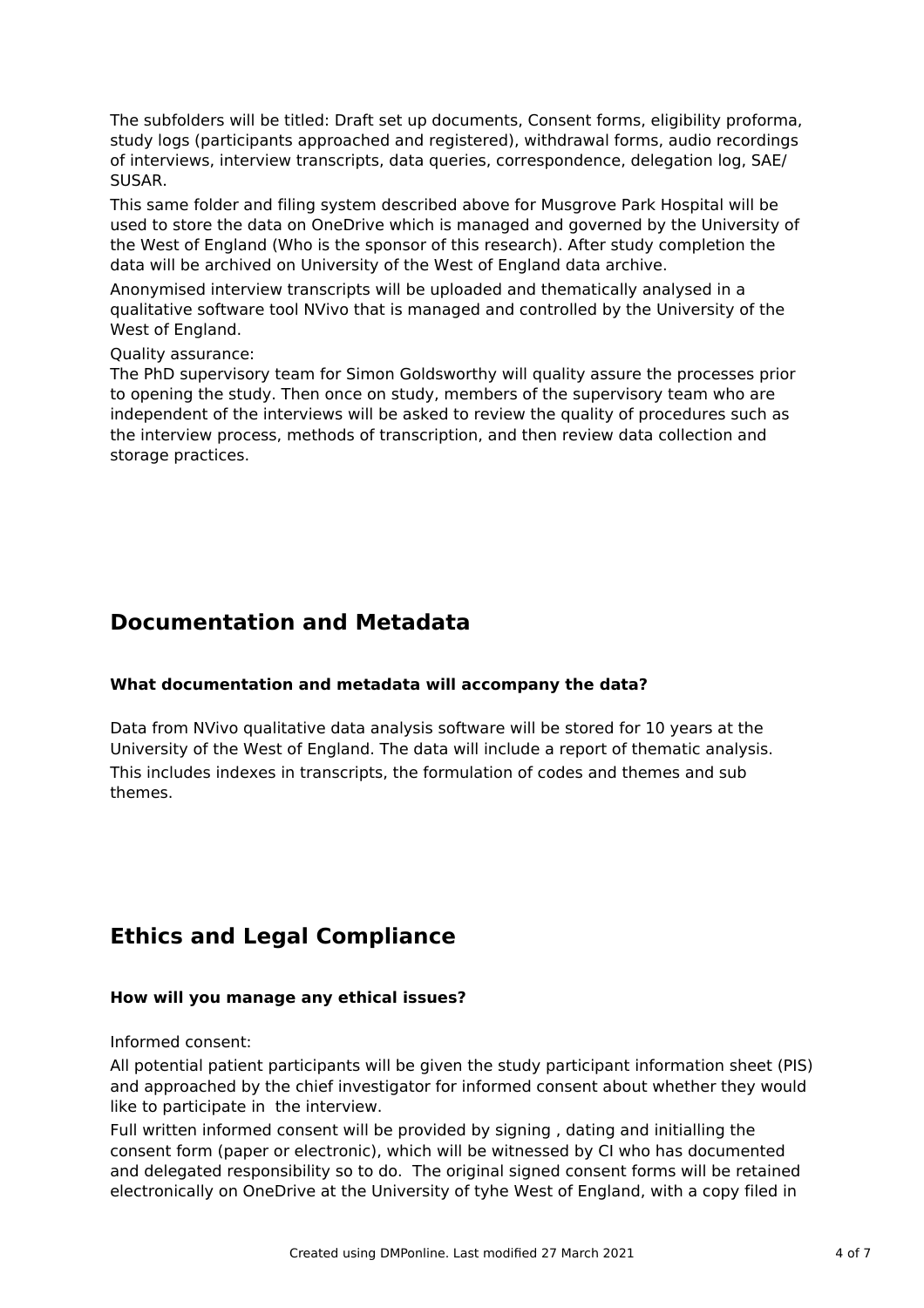The subfolders will be titled: Draft set up documents, Consent forms, eligibility proforma, study logs (participants approached and registered), withdrawal forms, audio recordings of interviews, interview transcripts, data queries, correspondence, delegation log, SAE/ SUSAR.

This same folder and filing system described above for Musgrove Park Hospital will be used to store the data on OneDrive which is managed and governed by the University of the West of England (Who is the sponsor of this research). After study completion the data will be archived on University of the West of England data archive.

Anonymised interview transcripts will be uploaded and thematically analysed in a qualitative software tool NVivo that is managed and controlled by the University of the West of England.

Quality assurance:

The PhD supervisory team for Simon Goldsworthy will quality assure the processes prior to opening the study. Then once on study, members of the supervisory team who are independent of the interviews will be asked to review the quality of procedures such as the interview process, methods of transcription, and then review data collection and storage practices.

## Documentation and Metadata

**What documentation and metadata will accompany the data?**

Data from NVivo qualitative data analysis software will be stored for 10 years at the University of the West of England. The data will include a report of thematic analysis. This includes indexes in transcripts, the formulation of codes and themes and sub themes.

## Ethics and Legal Compliance

**How will you manage any ethical issues?**

Informed consent:

All potential patient participants will be given the study participant information sheet (PIS) and approached by the chief investigator for informed consent about whether they would like to participate in the interview.

Full written informed consent will be provided by signing , dating and initialling the consent form (paper or electronic), which will be witnessed by CI who has documented and delegated responsibility so to do. The original signed consent forms will be retained electronically on OneDrive at the University of tyhe West of England, with a copy filed in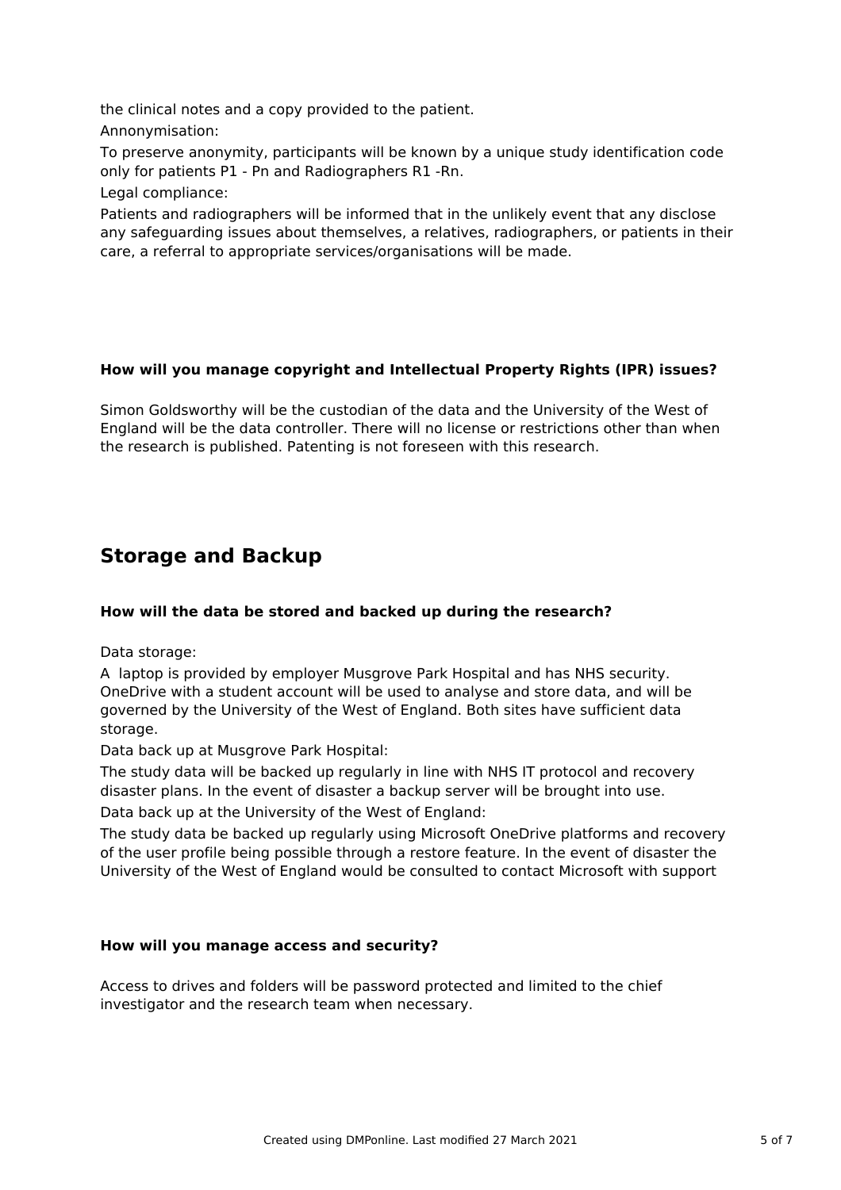the clinical notes and a copy provided to the patient.

Annonymisation:

To preserve anonymity, participants will be known by a unique study identification code only for patients P1 - Pn and Radiographers R1 -Rn.

Legal compliance:

Patients and radiographers will be informed that in the unlikely event that any disclose any safeguarding issues about themselves, a relatives, radiographers, or patients in their care, a referral to appropriate services/organisations will be made.

### How will you manage copyright and Intellectual Property Rights (IPR) issues?

Simon Goldsworthy will be the custodian of the data and the University of the West of England will be the data controller. There will no license or restrictions other than when the research is published. Patenting is not foreseen with this research.

## Storage and Backup

### How will the data be stored and backed up during the research?

Data storage:

A laptop is provided by employer Musgrove Park Hospital and has NHS security. OneDrive with a student account will be used to analyse and store data, and will be governed by the University of the West of England. Both sites have sufficient data storage.

Data back up at Musgrove Park Hospital:

The study data will be backed up regularly in line with NHS IT protocol and recovery disaster plans. In the event of disaster a backup server will be brought into use.

Data back up at the University of the West of England:

The study data be backed up regularly using Microsoft OneDrive platforms and recovery of the user profile being possible through a restore feature. In the event of disaster the University of the West of England would be consulted to contact Microsoft with support

### How will you manage access and security?

Access to drives and folders will be password protected and limited to the chief investigator and the research team when necessary.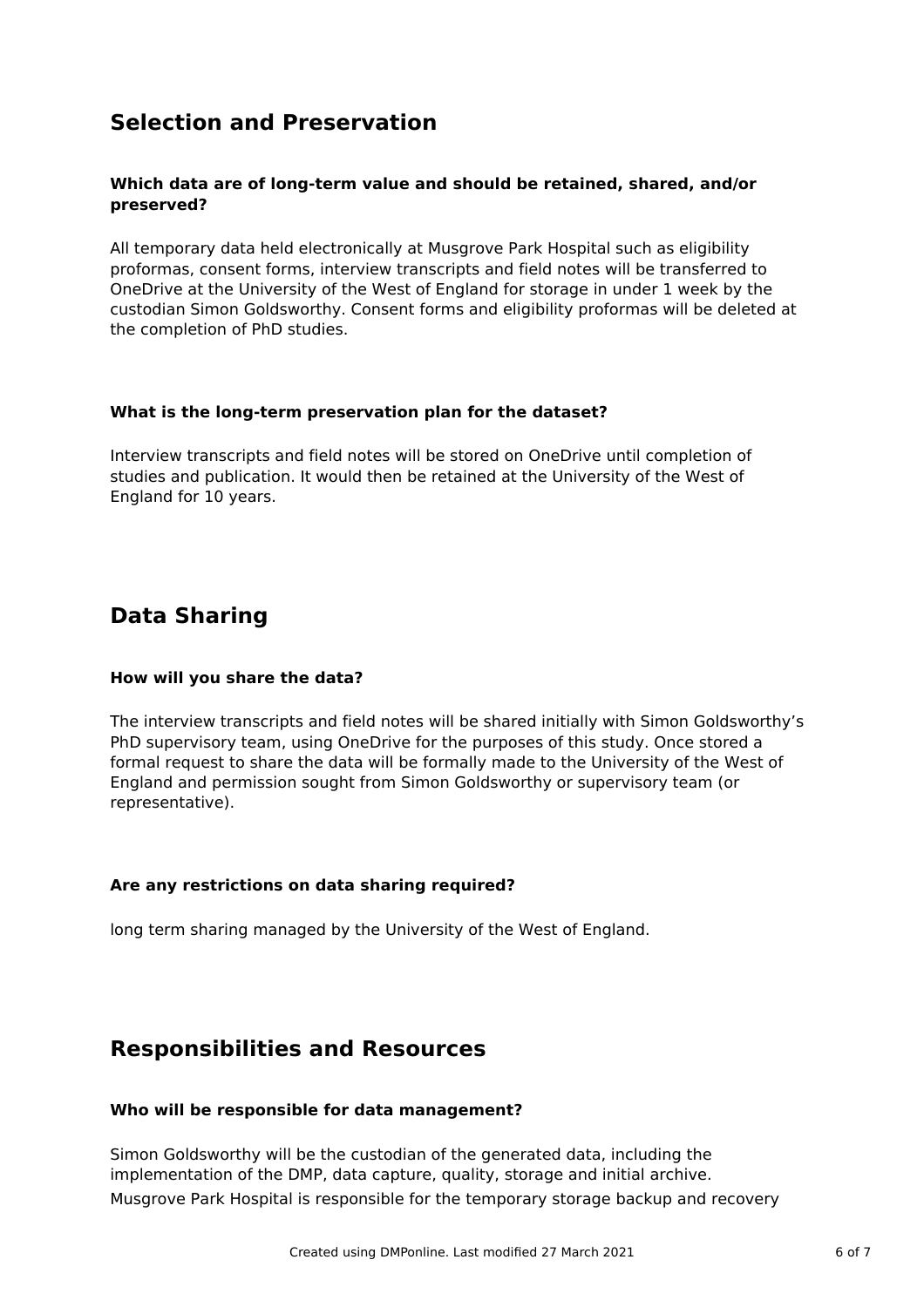## Selection and Preservation

### Which data are of long-term value and should be retained, shared, and/or preserved?

All temporary data held electronically at Musgrove Park Hospital such as eligibility proformas, consent forms, interview transcripts and field notes will be transferred to OneDrive at the University of the West of England for storage in under 1 week by the custodian Simon Goldsworthy. Consent forms and eligibility proformas will be deleted at the completion of PhD studies.

### What is the long-term preservation plan for the dataset?

Interview transcripts and field notes will be stored on OneDrive until completion of studies and publication. It would then be retained at the University of the West of England for 10 years.

## Data Sharing

### How will you share the data?

The interview transcripts and field notes will be shared initially with Simon Goldsworthy's PhD supervisory team, using OneDrive for the purposes of this study. Once stored a formal request to share the data will be formally made to the University of the West of England and permission sought from Simon Goldsworthy or supervisory team (or representative).

### Are any restrictions on data sharing required?

long term sharing managed by the University of the West of England.

## Responsibilities and Resources

### Who will be responsible for data management?

Simon Goldsworthy will be the custodian of the generated data, including the implementation of the DMP, data capture, quality, storage and initial archive.
Musgrove Park Hospital is responsible for the temporary storage backup and recovery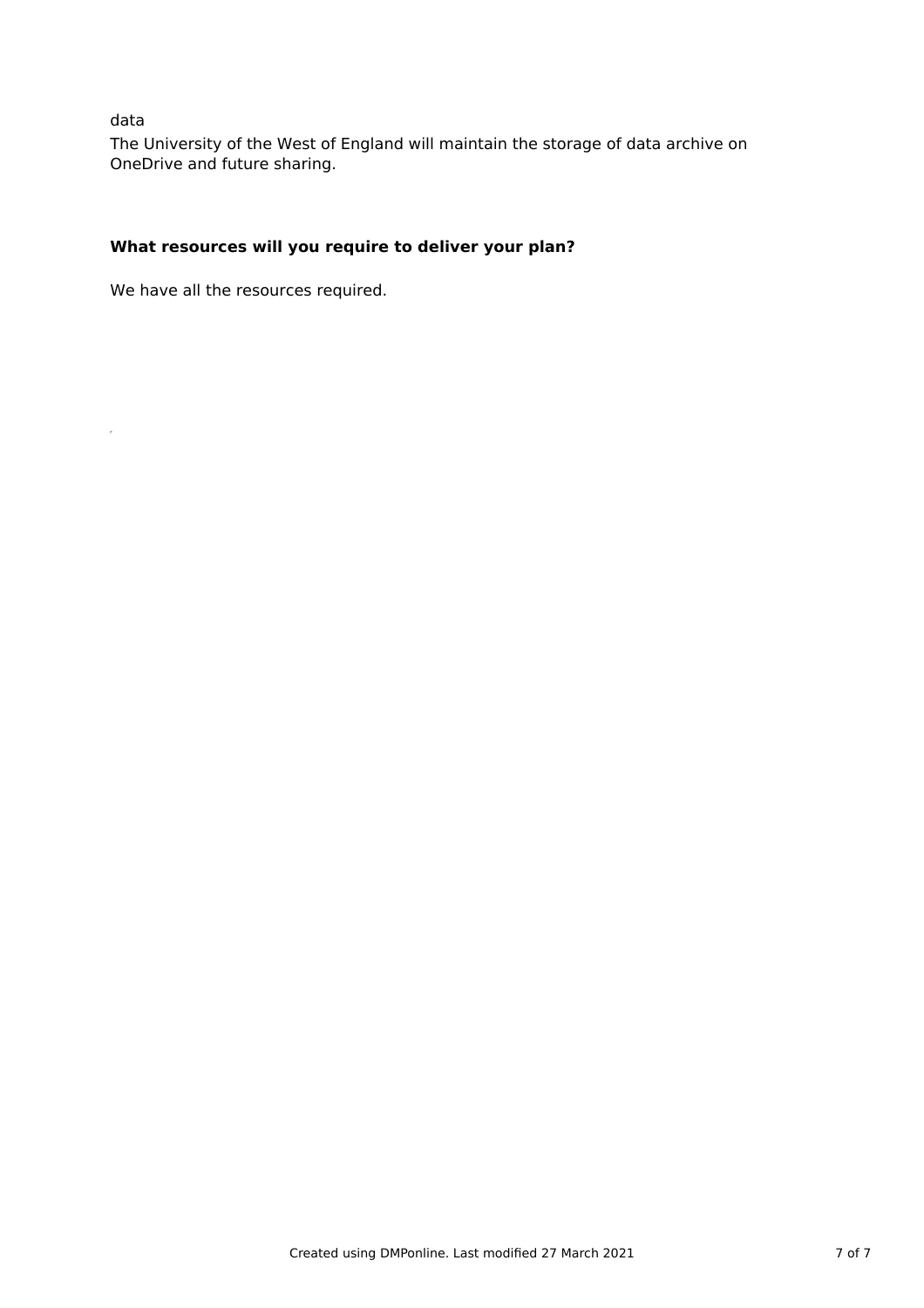data

The University of the West of England will maintain the storage of data archive on OneDrive and future sharing.

**What resources will you require to deliver your plan?**

We have all the resources required.